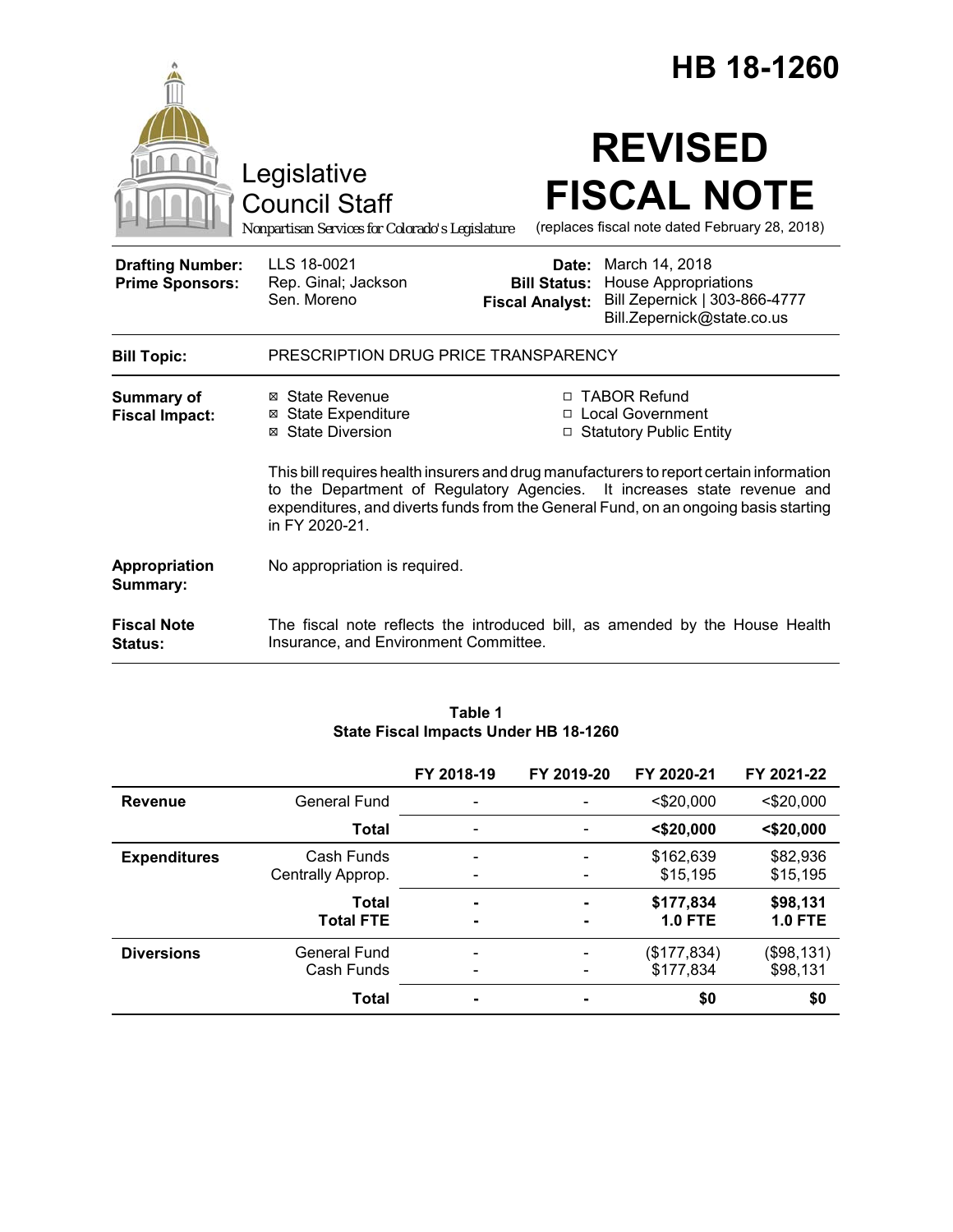# HB 18-1260

Legislative Council Staff

*Nonpartisan Services for Colorado's Legislature*

# REVISED FISCAL NOTE

(replaces fiscal note dated February 28, 2018)

| | | | |
|---|---|---|---|
| **Drafting Number:** | LLS 18-0021 | **Date:** | March 14, 2018 |
| **Prime Sponsors:** | Rep. Ginal; Jackson<br>Sen. Moreno | **Bill Status:** | House Appropriations |
| | | **Fiscal Analyst:** | Bill Zepernick \| 303-866-4777<br>Bill.Zepernick@state.co.us |

**Bill Topic:** PRESCRIPTION DRUG PRICE TRANSPARENCY

**Summary of Fiscal Impact:**

- ☒ State Revenue
- ☒ State Expenditure
- ☒ State Diversion
- ☐ TABOR Refund
- ☐ Local Government
- ☐ Statutory Public Entity

This bill requires health insurers and drug manufacturers to report certain information to the Department of Regulatory Agencies. It increases state revenue and expenditures, and diverts funds from the General Fund, on an ongoing basis starting in FY 2020-21.

**Appropriation Summary:** No appropriation is required.

**Fiscal Note Status:** The fiscal note reflects the introduced bill, as amended by the House Health Insurance, and Environment Committee.

**Table 1**
**State Fiscal Impacts Under HB 18-1260**

| | | FY 2018-19 | FY 2019-20 | FY 2020-21 | FY 2021-22 |
|---|---|---|---|---|---|
| **Revenue** | General Fund | - | - | <$20,000 | <$20,000 |
| | **Total** | - | - | **<$20,000** | **<$20,000** |
| **Expenditures** | Cash Funds | - | - | $162,639 | $82,936 |
| | Centrally Approp. | - | - | $15,195 | $15,195 |
| | **Total** | **-** | **-** | **$177,834** | **$98,131** |
| | **Total FTE** | **-** | **-** | **1.0 FTE** | **1.0 FTE** |
| **Diversions** | General Fund | - | - | ($177,834) | ($98,131) |
| | Cash Funds | - | - | $177,834 | $98,131 |
| | **Total** | **-** | **-** | **$0** | **$0** |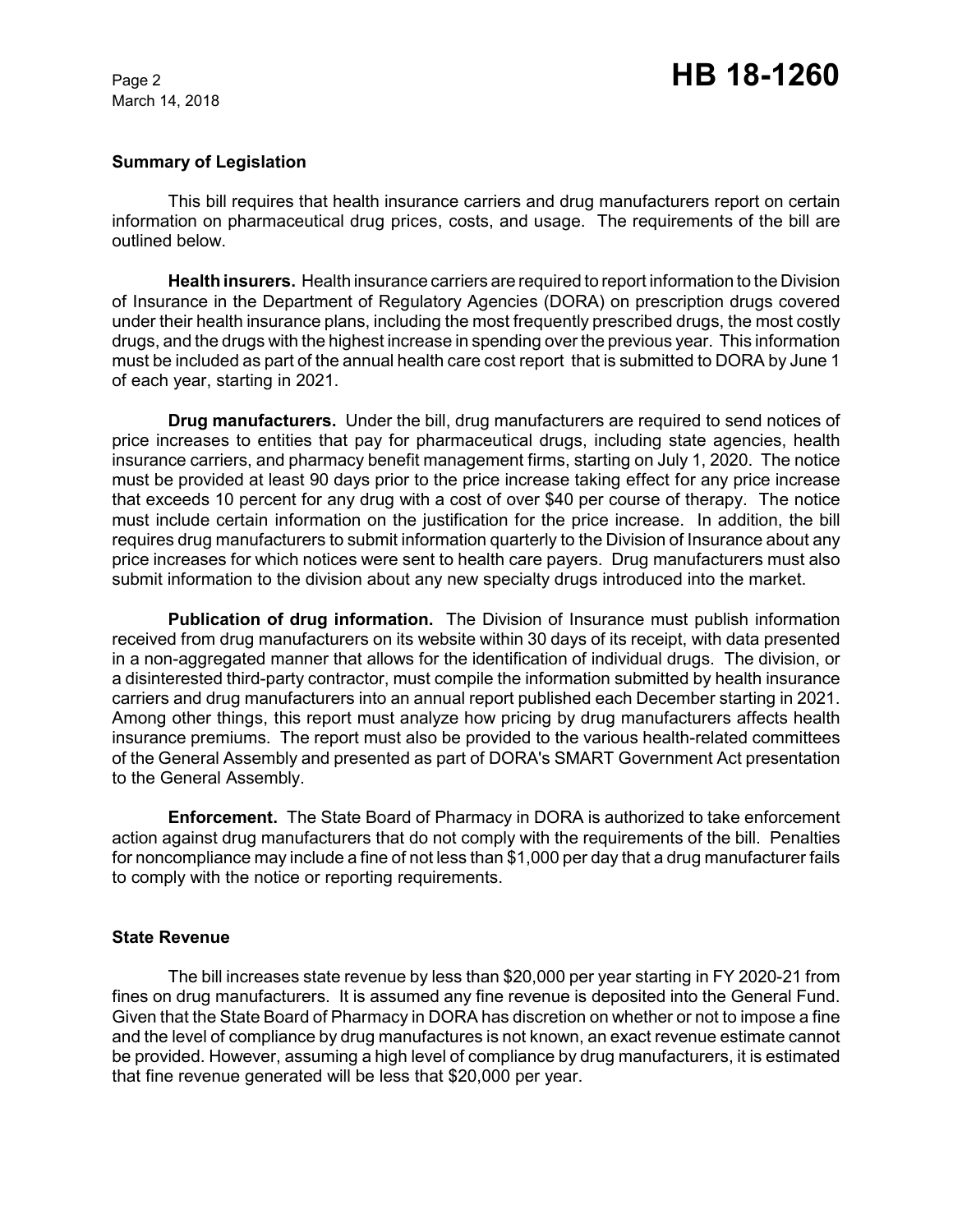## Summary of Legislation

This bill requires that health insurance carriers and drug manufacturers report on certain information on pharmaceutical drug prices, costs, and usage. The requirements of the bill are outlined below.

**Health insurers.** Health insurance carriers are required to report information to the Division of Insurance in the Department of Regulatory Agencies (DORA) on prescription drugs covered under their health insurance plans, including the most frequently prescribed drugs, the most costly drugs, and the drugs with the highest increase in spending over the previous year. This information must be included as part of the annual health care cost report that is submitted to DORA by June 1 of each year, starting in 2021.

**Drug manufacturers.** Under the bill, drug manufacturers are required to send notices of price increases to entities that pay for pharmaceutical drugs, including state agencies, health insurance carriers, and pharmacy benefit management firms, starting on July 1, 2020. The notice must be provided at least 90 days prior to the price increase taking effect for any price increase that exceeds 10 percent for any drug with a cost of over $40 per course of therapy. The notice must include certain information on the justification for the price increase. In addition, the bill requires drug manufacturers to submit information quarterly to the Division of Insurance about any price increases for which notices were sent to health care payers. Drug manufacturers must also submit information to the division about any new specialty drugs introduced into the market.

**Publication of drug information.** The Division of Insurance must publish information received from drug manufacturers on its website within 30 days of its receipt, with data presented in a non-aggregated manner that allows for the identification of individual drugs. The division, or a disinterested third-party contractor, must compile the information submitted by health insurance carriers and drug manufacturers into an annual report published each December starting in 2021. Among other things, this report must analyze how pricing by drug manufacturers affects health insurance premiums. The report must also be provided to the various health-related committees of the General Assembly and presented as part of DORA's SMART Government Act presentation to the General Assembly.

**Enforcement.** The State Board of Pharmacy in DORA is authorized to take enforcement action against drug manufacturers that do not comply with the requirements of the bill. Penalties for noncompliance may include a fine of not less than $1,000 per day that a drug manufacturer fails to comply with the notice or reporting requirements.

## State Revenue

The bill increases state revenue by less than $20,000 per year starting in FY 2020-21 from fines on drug manufacturers. It is assumed any fine revenue is deposited into the General Fund. Given that the State Board of Pharmacy in DORA has discretion on whether or not to impose a fine and the level of compliance by drug manufactures is not known, an exact revenue estimate cannot be provided. However, assuming a high level of compliance by drug manufacturers, it is estimated that fine revenue generated will be less that $20,000 per year.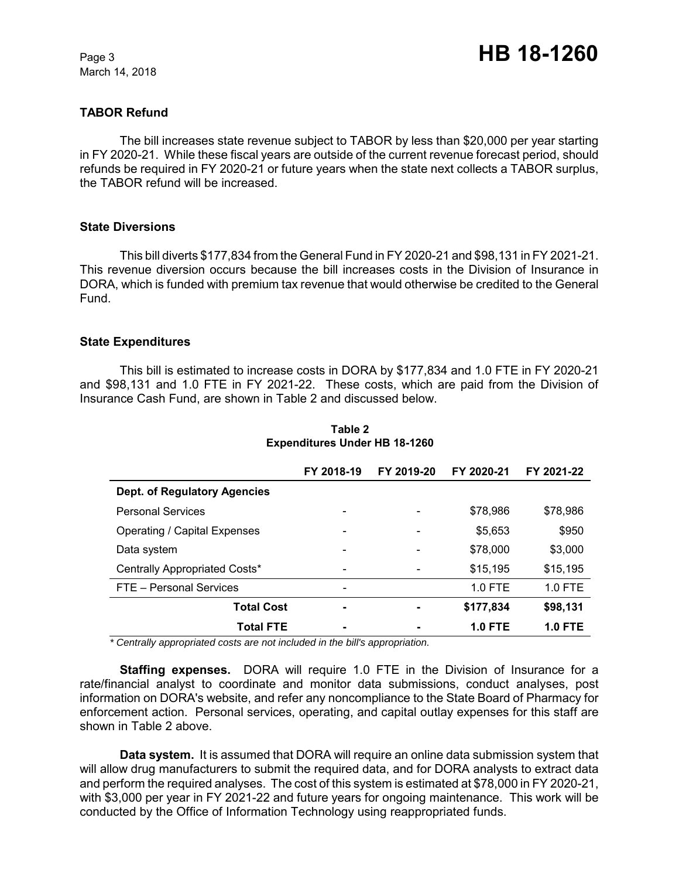**TABOR Refund**

The bill increases state revenue subject to TABOR by less than $20,000 per year starting in FY 2020-21. While these fiscal years are outside of the current revenue forecast period, should refunds be required in FY 2020-21 or future years when the state next collects a TABOR surplus, the TABOR refund will be increased.

**State Diversions**

This bill diverts $177,834 from the General Fund in FY 2020-21 and $98,131 in FY 2021-21. This revenue diversion occurs because the bill increases costs in the Division of Insurance in DORA, which is funded with premium tax revenue that would otherwise be credited to the General Fund.

**State Expenditures**

This bill is estimated to increase costs in DORA by $177,834 and 1.0 FTE in FY 2020-21 and $98,131 and 1.0 FTE in FY 2021-22. These costs, which are paid from the Division of Insurance Cash Fund, are shown in Table 2 and discussed below.

**Table 2**
**Expenditures Under HB 18-1260**

| | FY 2018-19 | FY 2019-20 | FY 2020-21 | FY 2021-22 |
|---|---|---|---|---|
| **Dept. of Regulatory Agencies** | | | | |
| Personal Services | - | - | $78,986 | $78,986 |
| Operating / Capital Expenses | - | - | $5,653 | $950 |
| Data system | - | - | $78,000 | $3,000 |
| Centrally Appropriated Costs* | - | - | $15,195 | $15,195 |
| FTE – Personal Services | - | | 1.0 FTE | 1.0 FTE |
| **Total Cost** | **-** | **-** | **$177,834** | **$98,131** |
| **Total FTE** | **-** | **-** | **1.0 FTE** | **1.0 FTE** |

*\* Centrally appropriated costs are not included in the bill's appropriation.*

**Staffing expenses.** DORA will require 1.0 FTE in the Division of Insurance for a rate/financial analyst to coordinate and monitor data submissions, conduct analyses, post information on DORA's website, and refer any noncompliance to the State Board of Pharmacy for enforcement action. Personal services, operating, and capital outlay expenses for this staff are shown in Table 2 above.

**Data system.** It is assumed that DORA will require an online data submission system that will allow drug manufacturers to submit the required data, and for DORA analysts to extract data and perform the required analyses. The cost of this system is estimated at $78,000 in FY 2020-21, with $3,000 per year in FY 2021-22 and future years for ongoing maintenance. This work will be conducted by the Office of Information Technology using reappropriated funds.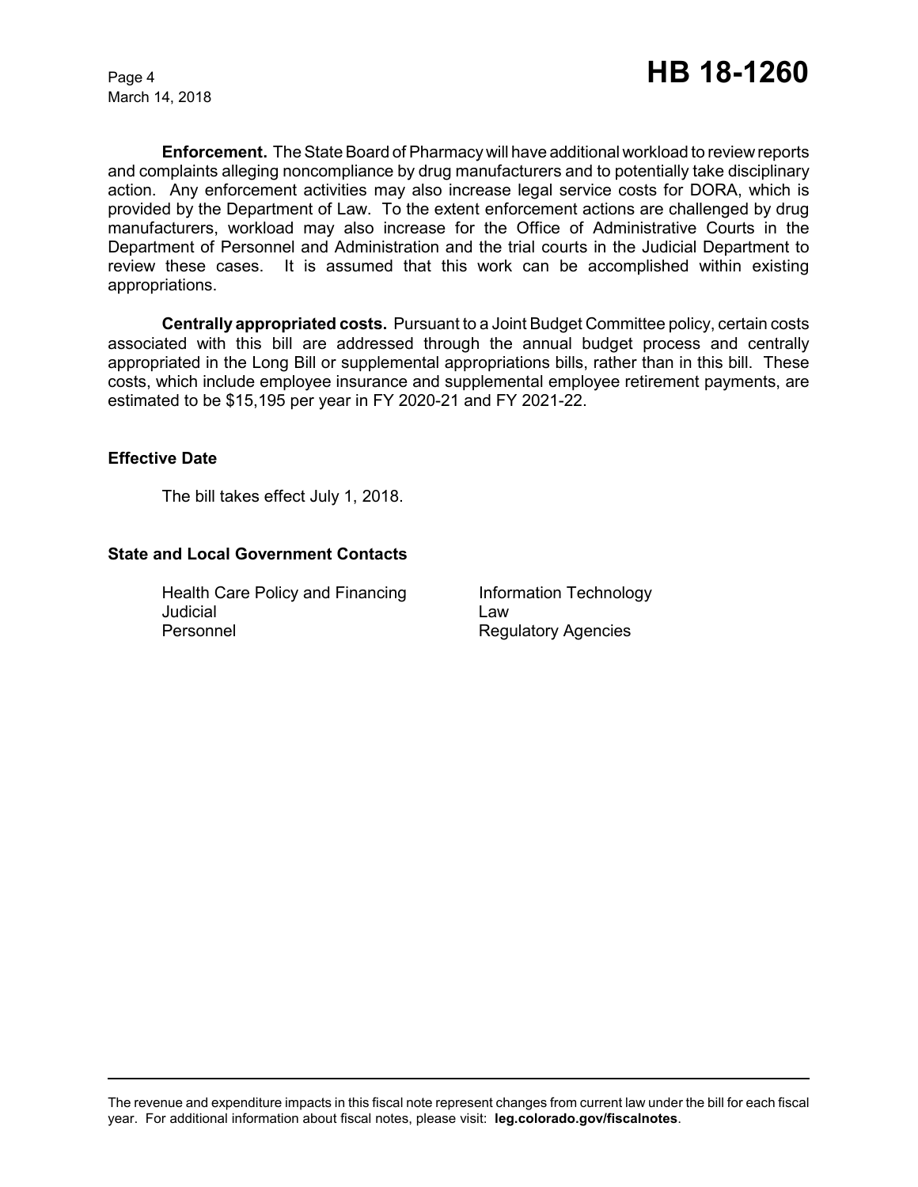**Enforcement.** The State Board of Pharmacy will have additional workload to review reports and complaints alleging noncompliance by drug manufacturers and to potentially take disciplinary action. Any enforcement activities may also increase legal service costs for DORA, which is provided by the Department of Law. To the extent enforcement actions are challenged by drug manufacturers, workload may also increase for the Office of Administrative Courts in the Department of Personnel and Administration and the trial courts in the Judicial Department to review these cases. It is assumed that this work can be accomplished within existing appropriations.

**Centrally appropriated costs.** Pursuant to a Joint Budget Committee policy, certain costs associated with this bill are addressed through the annual budget process and centrally appropriated in the Long Bill or supplemental appropriations bills, rather than in this bill. These costs, which include employee insurance and supplemental employee retirement payments, are estimated to be $15,195 per year in FY 2020-21 and FY 2021-22.

### Effective Date

The bill takes effect July 1, 2018.

### State and Local Government Contacts

Health Care Policy and Financing
Information Technology
Judicial
Law
Personnel
Regulatory Agencies

The revenue and expenditure impacts in this fiscal note represent changes from current law under the bill for each fiscal year. For additional information about fiscal notes, please visit: **leg.colorado.gov/fiscalnotes**.